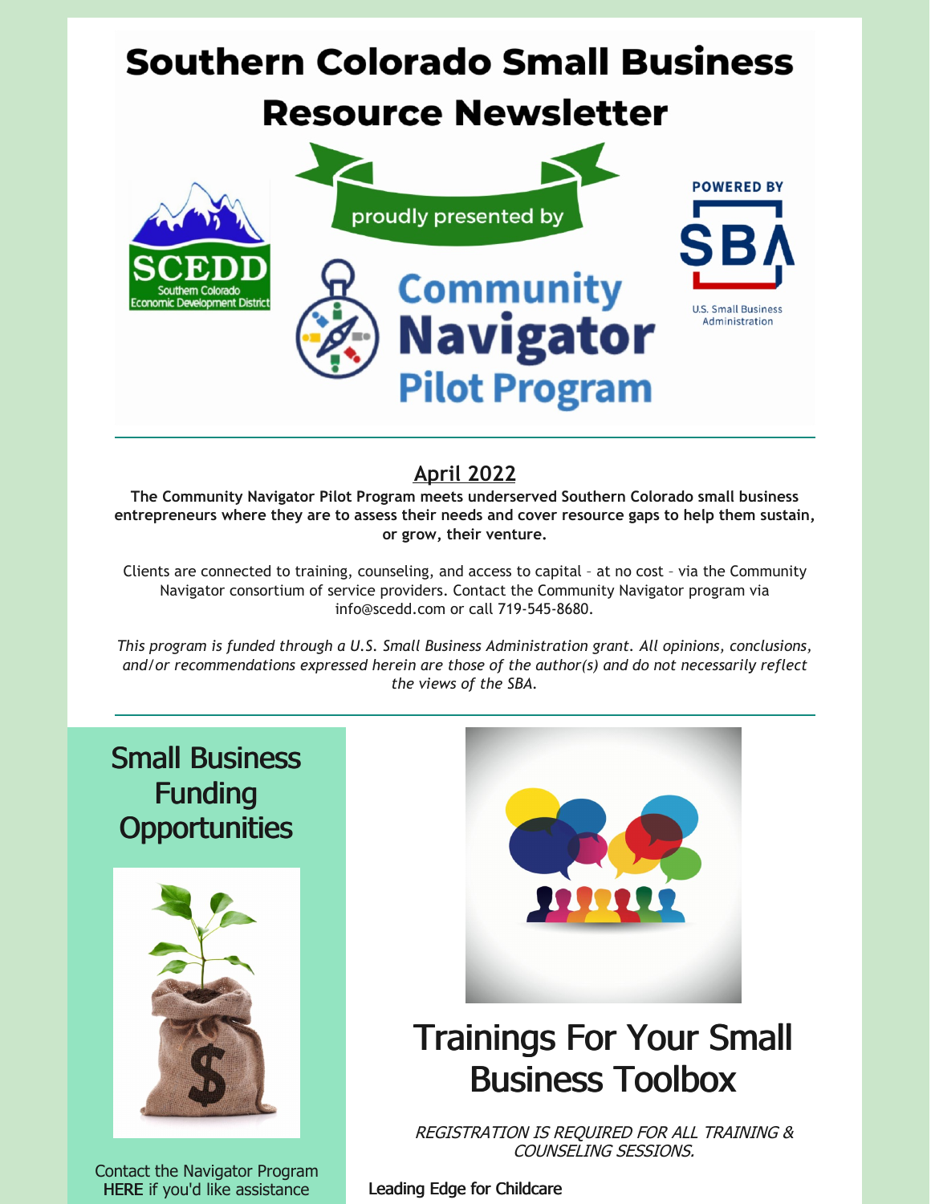# Southern Colorado Small Business Resource Newsletter

proudly presented by

Community Navigator Pilot Program

SCEDD Southern Colorado Economic Development District

POWERED BY SBA U.S. Small Business Administration

## April 2022

**The Community Navigator Pilot Program meets underserved Southern Colorado small business entrepreneurs where they are to assess their needs and cover resource gaps to help them sustain, or grow, their venture.**

Clients are connected to training, counseling, and access to capital – at no cost – via the Community Navigator consortium of service providers. Contact the Community Navigator program via info@scedd.com or call 719-545-8680.

*This program is funded through a U.S. Small Business Administration grant. All opinions, conclusions, and/or recommendations expressed herein are those of the author(s) and do not necessarily reflect the views of the SBA.*

## Small Business Funding Opportunities

Contact the Navigator Program **HERE** if you'd like assistance

## Trainings For Your Small Business Toolbox

*REGISTRATION IS REQUIRED FOR ALL TRAINING & COUNSELING SESSIONS.*

Leading Edge for Childcare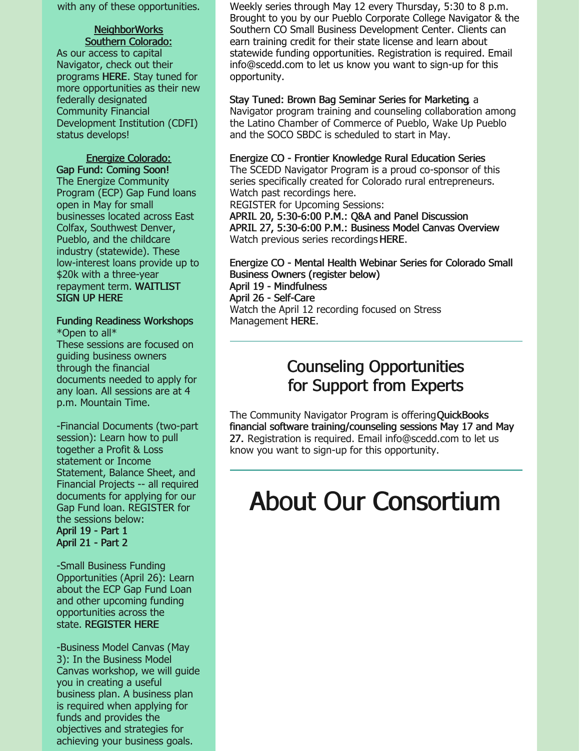with any of these opportunities.

**NeighborWorks Southern Colorado:**

As our access to capital Navigator, check out their programs **HERE**. Stay tuned for more opportunities as their new federally designated Community Financial Development Institution (CDFI) status develops!

**Energize Colorado:**

**Gap Fund: Coming Soon!**

The Energize Community Program (ECP) Gap Fund loans open in May for small businesses located across East Colfax, Southwest Denver, Pueblo, and the childcare industry (statewide). These low-interest loans provide up to $20k with a three-year repayment term. **WAITLIST SIGN UP HERE**

**Funding Readiness Workshops**

*Open to all*

These sessions are focused on guiding business owners through the financial documents needed to apply for any loan. All sessions are at 4 p.m. Mountain Time.

-Financial Documents (two-part session): Learn how to pull together a Profit & Loss statement or Income Statement, Balance Sheet, and Financial Projects -- all required documents for applying for our Gap Fund loan. REGISTER for the sessions below:

**April 19 - Part 1**

**April 21 - Part 2**

-Small Business Funding Opportunities (April 26): Learn about the ECP Gap Fund Loan and other upcoming funding opportunities across the state. **REGISTER HERE**

-Business Model Canvas (May 3): In the Business Model Canvas workshop, we will guide you in creating a useful business plan. A business plan is required when applying for funds and provides the objectives and strategies for achieving your business goals.

Weekly series through May 12 every Thursday, 5:30 to 8 p.m. Brought to you by our Pueblo Corporate College Navigator & the Southern CO Small Business Development Center. Clients can earn training credit for their state license and learn about statewide funding opportunities. Registration is required. Email info@scedd.com to let us know you want to sign-up for this opportunity.

**Stay Tuned: Brown Bag Seminar Series for Marketing**, a Navigator program training and counseling collaboration among the Latino Chamber of Commerce of Pueblo, Wake Up Pueblo and the SOCO SBDC is scheduled to start in May.

**Energize CO - Frontier Knowledge Rural Education Series**

The SCEDD Navigator Program is a proud co-sponsor of this series specifically created for Colorado rural entrepreneurs. Watch past recordings here.

REGISTER for Upcoming Sessions:

**APRIL 20, 5:30-6:00 P.M.: Q&A and Panel Discussion**

**APRIL 27, 5:30-6:00 P.M.: Business Model Canvas Overview**

Watch previous series recordings **HERE**.

**Energize CO - Mental Health Webinar Series for Colorado Small Business Owners (register below)**

**April 19 - Mindfulness**

**April 26 - Self-Care**

Watch the April 12 recording focused on Stress Management **HERE**.

---

## Counseling Opportunities for Support from Experts

The Community Navigator Program is offering **QuickBooks financial software training/counseling sessions May 17 and May 27.** Registration is required. Email info@scedd.com to let us know you want to sign-up for this opportunity.

---

# About Our Consortium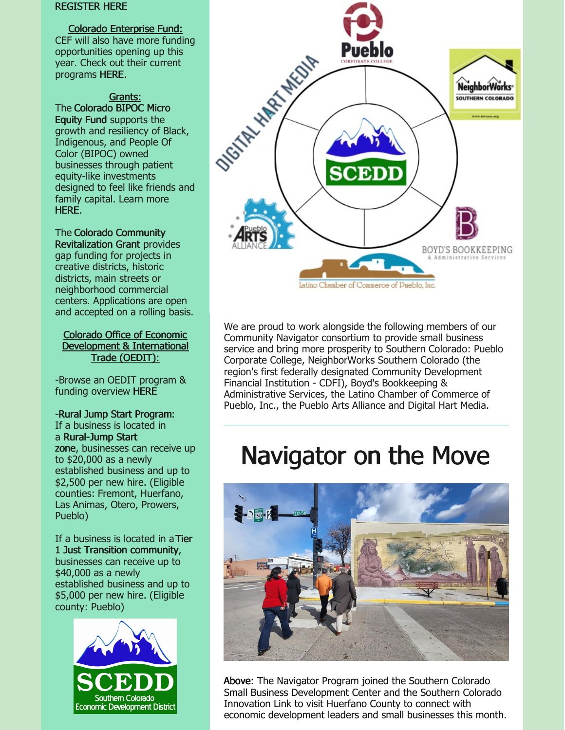REGISTER HERE

**Colorado Enterprise Fund:**
CEF will also have more funding opportunities opening up this year. Check out their current programs HERE.

**Grants:**
The **Colorado BIPOC Micro Equity Fund** supports the growth and resiliency of Black, Indigenous, and People Of Color (BIPOC) owned businesses through patient equity-like investments designed to feel like friends and family capital. Learn more HERE.

The **Colorado Community Revitalization Grant** provides gap funding for projects in creative districts, historic districts, main streets or neighborhood commercial centers. Applications are open and accepted on a rolling basis.

**Colorado Office of Economic Development & International Trade (OEDIT):**

-Browse an OEDIT program & funding overview HERE

-**Rural Jump Start Program**: If a business is located in a **Rural-Jump Start zone**, businesses can receive up to $20,000 as a newly established business and up to $2,500 per new hire. (Eligible counties: Fremont, Huerfano, Las Animas, Otero, Prowers, Pueblo)

If a business is located in a **Tier 1 Just Transition community**, businesses can receive up to $40,000 as a newly established business and up to $5,000 per new hire. (Eligible county: Pueblo)

We are proud to work alongside the following members of our Community Navigator consortium to provide small business service and bring more prosperity to Southern Colorado: Pueblo Corporate College, NeighborWorks Southern Colorado (the region's first federally designated Community Development Financial Institution - CDFI), Boyd's Bookkeeping & Administrative Services, the Latino Chamber of Commerce of Pueblo, Inc., the Pueblo Arts Alliance and Digital Hart Media.

---

# Navigator on the Move

**Above:** The Navigator Program joined the Southern Colorado Small Business Development Center and the Southern Colorado Innovation Link to visit Huerfano County to connect with economic development leaders and small businesses this month.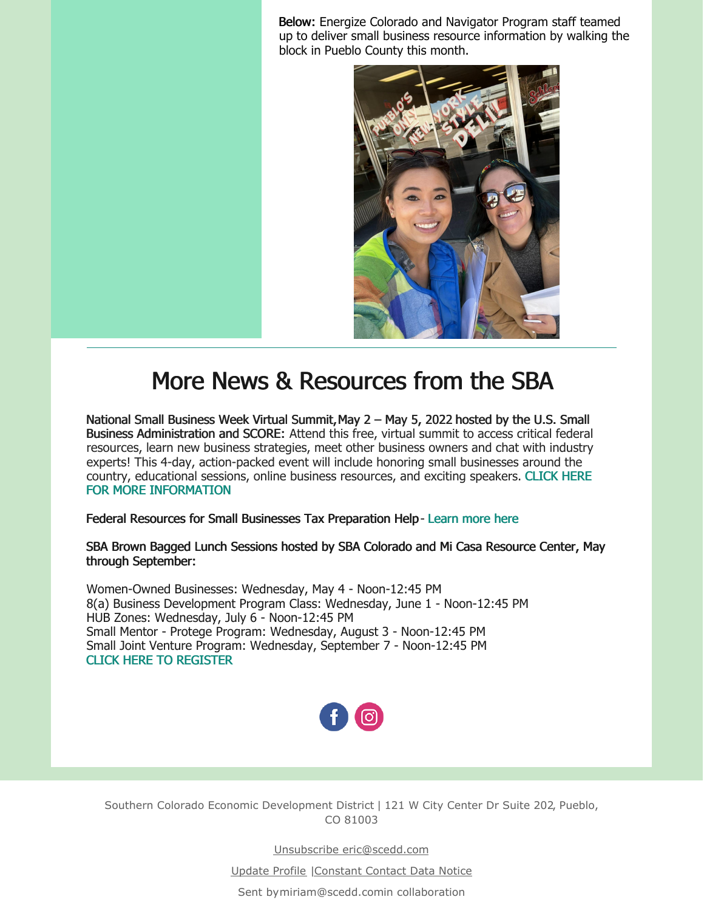**Below:** Energize Colorado and Navigator Program staff teamed up to deliver small business resource information by walking the block in Pueblo County this month.

# More News & Resources from the SBA

**National Small Business Week Virtual Summit, May 2 – May 5, 2022 hosted by the U.S. Small Business Administration and SCORE:** Attend this free, virtual summit to access critical federal resources, learn new business strategies, meet other business owners and chat with industry experts! This 4-day, action-packed event will include honoring small businesses around the country, educational sessions, online business resources, and exciting speakers. CLICK HERE FOR MORE INFORMATION

**Federal Resources for Small Businesses Tax Preparation Help** - Learn more here

**SBA Brown Bagged Lunch Sessions hosted by SBA Colorado and Mi Casa Resource Center, May through September:**

Women-Owned Businesses: Wednesday, May 4 - Noon-12:45 PM
8(a) Business Development Program Class: Wednesday, June 1 - Noon-12:45 PM
HUB Zones: Wednesday, July 6 - Noon-12:45 PM
Small Mentor - Protege Program: Wednesday, August 3 - Noon-12:45 PM
Small Joint Venture Program: Wednesday, September 7 - Noon-12:45 PM
CLICK HERE TO REGISTER

Southern Colorado Economic Development District | 121 W City Center Dr Suite 202, Pueblo, CO 81003

Unsubscribe eric@scedd.com

Update Profile | Constant Contact Data Notice

Sent by miriam@scedd.com in collaboration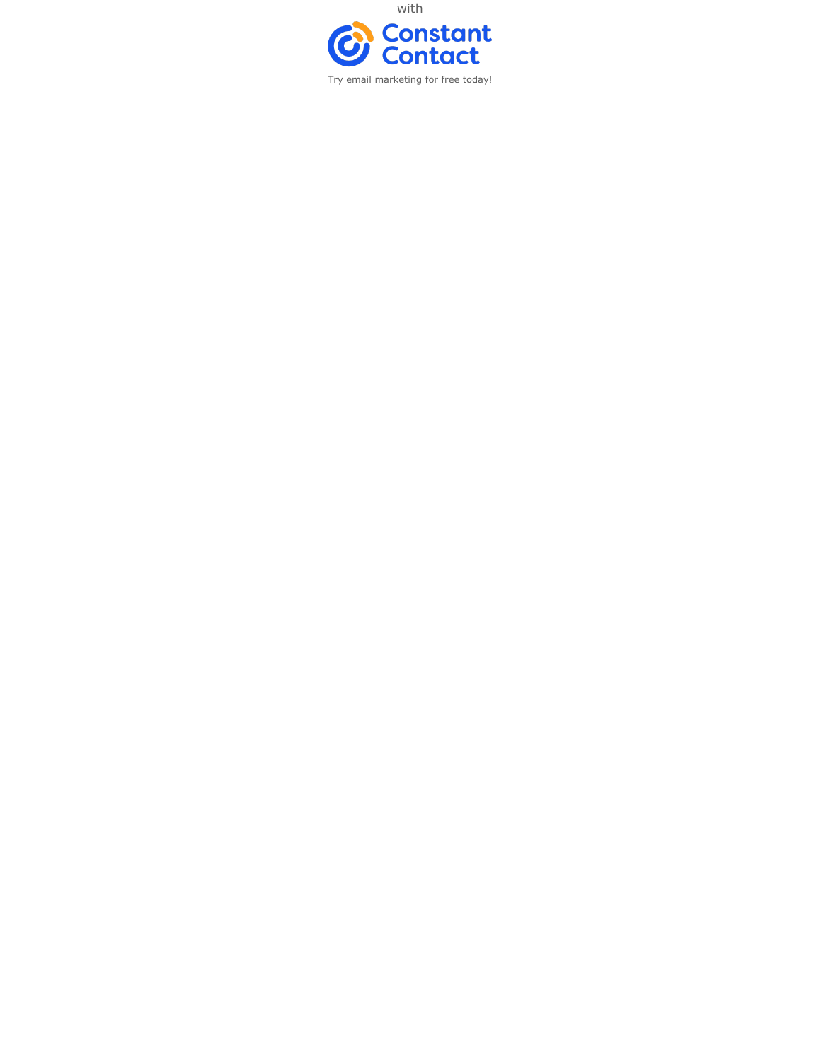with

Constant Contact

Try email marketing for free today!